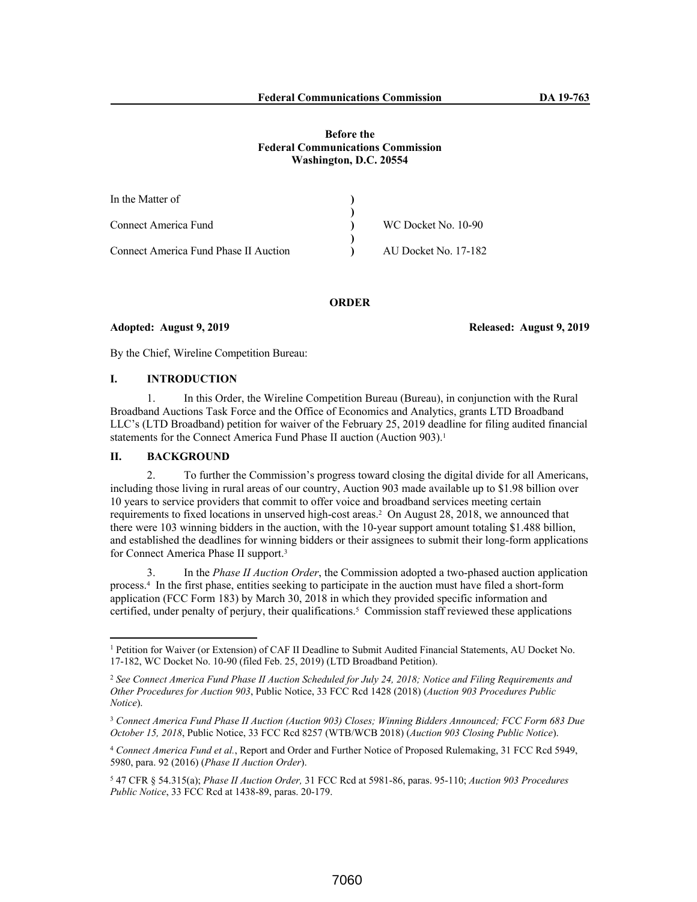**Before the**
**Federal Communications Commission**
**Washington, D.C. 20554**

| In the Matter of | ) | |
|---|---|---|
| | ) | |
| Connect America Fund | ) | WC Docket No. 10-90 |
| | ) | |
| Connect America Fund Phase II Auction | ) | AU Docket No. 17-182 |

## ORDER

**Adopted: August 9, 2019** **Released: August 9, 2019**

By the Chief, Wireline Competition Bureau:

## I. INTRODUCTION

1. In this Order, the Wireline Competition Bureau (Bureau), in conjunction with the Rural Broadband Auctions Task Force and the Office of Economics and Analytics, grants LTD Broadband LLC's (LTD Broadband) petition for waiver of the February 25, 2019 deadline for filing audited financial statements for the Connect America Fund Phase II auction (Auction 903).[1]

## II. BACKGROUND

2. To further the Commission's progress toward closing the digital divide for all Americans, including those living in rural areas of our country, Auction 903 made available up to $1.98 billion over 10 years to service providers that commit to offer voice and broadband services meeting certain requirements to fixed locations in unserved high-cost areas.[2] On August 28, 2018, we announced that there were 103 winning bidders in the auction, with the 10-year support amount totaling $1.488 billion, and established the deadlines for winning bidders or their assignees to submit their long-form applications for Connect America Phase II support.[3]

3. In the *Phase II Auction Order*, the Commission adopted a two-phased auction application process.[4] In the first phase, entities seeking to participate in the auction must have filed a short-form application (FCC Form 183) by March 30, 2018 in which they provided specific information and certified, under penalty of perjury, their qualifications.[5] Commission staff reviewed these applications

---

[1] Petition for Waiver (or Extension) of CAF II Deadline to Submit Audited Financial Statements, AU Docket No. 17-182, WC Docket No. 10-90 (filed Feb. 25, 2019) (LTD Broadband Petition).

[2] *See Connect America Fund Phase II Auction Scheduled for July 24, 2018; Notice and Filing Requirements and Other Procedures for Auction 903*, Public Notice, 33 FCC Rcd 1428 (2018) (*Auction 903 Procedures Public Notice*).

[3] *Connect America Fund Phase II Auction (Auction 903) Closes; Winning Bidders Announced; FCC Form 683 Due October 15, 2018*, Public Notice, 33 FCC Rcd 8257 (WTB/WCB 2018) (*Auction 903 Closing Public Notice*).

[4] *Connect America Fund et al.*, Report and Order and Further Notice of Proposed Rulemaking, 31 FCC Rcd 5949, 5980, para. 92 (2016) (*Phase II Auction Order*).

[5] 47 CFR § 54.315(a); *Phase II Auction Order,* 31 FCC Rcd at 5981-86, paras. 95-110; *Auction 903 Procedures Public Notice*, 33 FCC Rcd at 1438-89, paras. 20-179.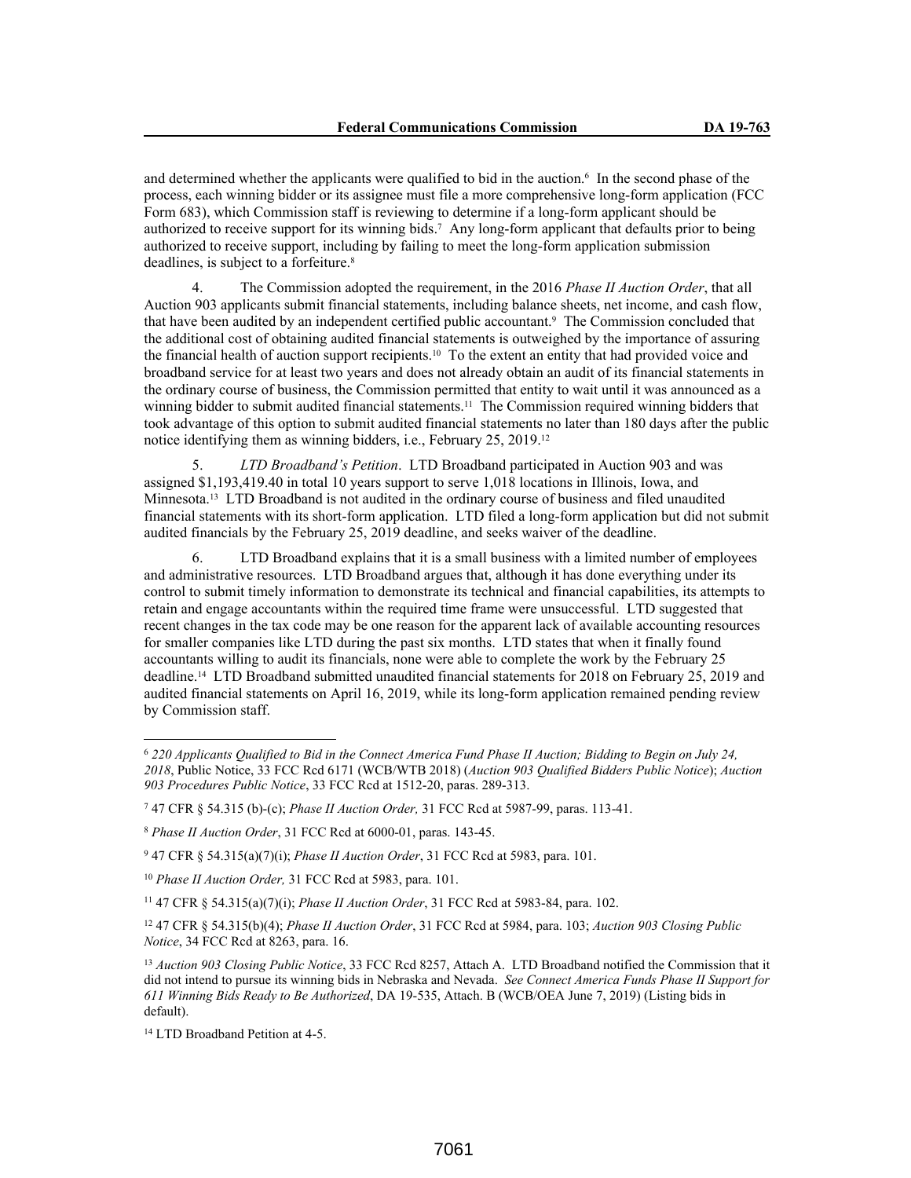and determined whether the applicants were qualified to bid in the auction.[6] In the second phase of the process, each winning bidder or its assignee must file a more comprehensive long-form application (FCC Form 683), which Commission staff is reviewing to determine if a long-form applicant should be authorized to receive support for its winning bids.[7] Any long-form applicant that defaults prior to being authorized to receive support, including by failing to meet the long-form application submission deadlines, is subject to a forfeiture.[8]

4. The Commission adopted the requirement, in the 2016 *Phase II Auction Order*, that all Auction 903 applicants submit financial statements, including balance sheets, net income, and cash flow, that have been audited by an independent certified public accountant.[9] The Commission concluded that the additional cost of obtaining audited financial statements is outweighed by the importance of assuring the financial health of auction support recipients.[10] To the extent an entity that had provided voice and broadband service for at least two years and does not already obtain an audit of its financial statements in the ordinary course of business, the Commission permitted that entity to wait until it was announced as a winning bidder to submit audited financial statements.[11] The Commission required winning bidders that took advantage of this option to submit audited financial statements no later than 180 days after the public notice identifying them as winning bidders, i.e., February 25, 2019.[12]

5. *LTD Broadband's Petition*. LTD Broadband participated in Auction 903 and was assigned $1,193,419.40 in total 10 years support to serve 1,018 locations in Illinois, Iowa, and Minnesota.[13] LTD Broadband is not audited in the ordinary course of business and filed unaudited financial statements with its short-form application. LTD filed a long-form application but did not submit audited financials by the February 25, 2019 deadline, and seeks waiver of the deadline.

6. LTD Broadband explains that it is a small business with a limited number of employees and administrative resources. LTD Broadband argues that, although it has done everything under its control to submit timely information to demonstrate its technical and financial capabilities, its attempts to retain and engage accountants within the required time frame were unsuccessful. LTD suggested that recent changes in the tax code may be one reason for the apparent lack of available accounting resources for smaller companies like LTD during the past six months. LTD states that when it finally found accountants willing to audit its financials, none were able to complete the work by the February 25 deadline.[14] LTD Broadband submitted unaudited financial statements for 2018 on February 25, 2019 and audited financial statements on April 16, 2019, while its long-form application remained pending review by Commission staff.

---

[6] *220 Applicants Qualified to Bid in the Connect America Fund Phase II Auction; Bidding to Begin on July 24, 2018*, Public Notice, 33 FCC Rcd 6171 (WCB/WTB 2018) (*Auction 903 Qualified Bidders Public Notice*); *Auction 903 Procedures Public Notice*, 33 FCC Rcd at 1512-20, paras. 289-313.

[7] 47 CFR § 54.315 (b)-(c); *Phase II Auction Order,* 31 FCC Rcd at 5987-99, paras. 113-41.

[8] *Phase II Auction Order*, 31 FCC Rcd at 6000-01, paras. 143-45.

[9] 47 CFR § 54.315(a)(7)(i); *Phase II Auction Order*, 31 FCC Rcd at 5983, para. 101.

[10] *Phase II Auction Order,* 31 FCC Rcd at 5983, para. 101.

[11] 47 CFR § 54.315(a)(7)(i); *Phase II Auction Order*, 31 FCC Rcd at 5983-84, para. 102.

[12] 47 CFR § 54.315(b)(4); *Phase II Auction Order*, 31 FCC Rcd at 5984, para. 103; *Auction 903 Closing Public Notice*, 34 FCC Rcd at 8263, para. 16.

[13] *Auction 903 Closing Public Notice*, 33 FCC Rcd 8257, Attach A. LTD Broadband notified the Commission that it did not intend to pursue its winning bids in Nebraska and Nevada. *See Connect America Funds Phase II Support for 611 Winning Bids Ready to Be Authorized*, DA 19-535, Attach. B (WCB/OEA June 7, 2019) (Listing bids in default).

[14] LTD Broadband Petition at 4-5.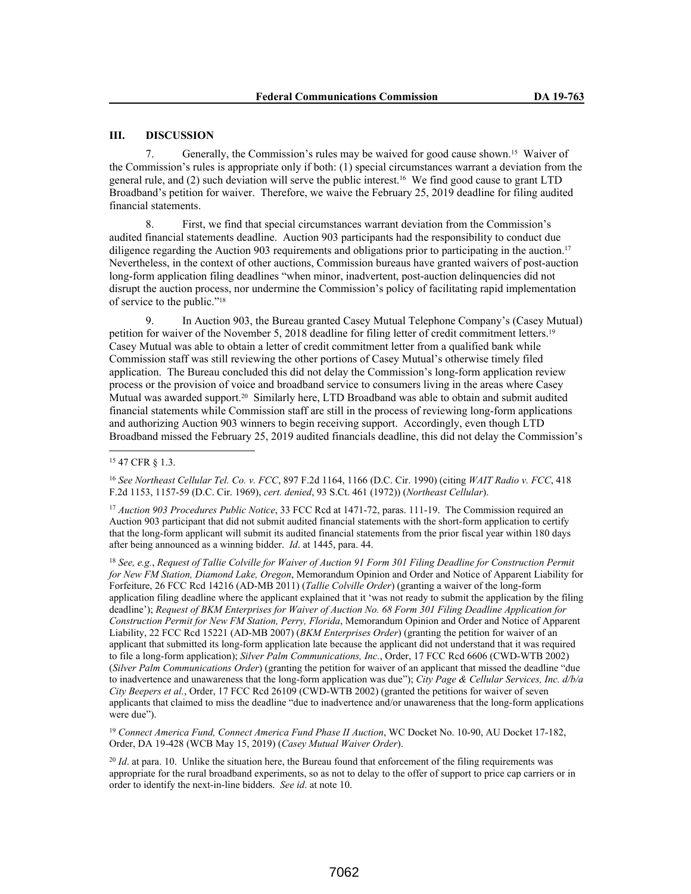## III. DISCUSSION

7. Generally, the Commission's rules may be waived for good cause shown.[15] Waiver of the Commission's rules is appropriate only if both: (1) special circumstances warrant a deviation from the general rule, and (2) such deviation will serve the public interest.[16] We find good cause to grant LTD Broadband's petition for waiver. Therefore, we waive the February 25, 2019 deadline for filing audited financial statements.

8. First, we find that special circumstances warrant deviation from the Commission's audited financial statements deadline. Auction 903 participants had the responsibility to conduct due diligence regarding the Auction 903 requirements and obligations prior to participating in the auction.[17] Nevertheless, in the context of other auctions, Commission bureaus have granted waivers of post-auction long-form application filing deadlines "when minor, inadvertent, post-auction delinquencies did not disrupt the auction process, nor undermine the Commission's policy of facilitating rapid implementation of service to the public."[18]

9. In Auction 903, the Bureau granted Casey Mutual Telephone Company's (Casey Mutual) petition for waiver of the November 5, 2018 deadline for filing letter of credit commitment letters.[19] Casey Mutual was able to obtain a letter of credit commitment letter from a qualified bank while Commission staff was still reviewing the other portions of Casey Mutual's otherwise timely filed application. The Bureau concluded this did not delay the Commission's long-form application review process or the provision of voice and broadband service to consumers living in the areas where Casey Mutual was awarded support.[20] Similarly here, LTD Broadband was able to obtain and submit audited financial statements while Commission staff are still in the process of reviewing long-form applications and authorizing Auction 903 winners to begin receiving support. Accordingly, even though LTD Broadband missed the February 25, 2019 audited financials deadline, this did not delay the Commission's

---

[15] 47 CFR § 1.3.

[16] *See Northeast Cellular Tel. Co. v. FCC*, 897 F.2d 1164, 1166 (D.C. Cir. 1990) (citing *WAIT Radio v. FCC*, 418 F.2d 1153, 1157-59 (D.C. Cir. 1969), *cert. denied*, 93 S.Ct. 461 (1972)) (*Northeast Cellular*).

[17] *Auction 903 Procedures Public Notice*, 33 FCC Rcd at 1471-72, paras. 111-19. The Commission required an Auction 903 participant that did not submit audited financial statements with the short-form application to certify that the long-form applicant will submit its audited financial statements from the prior fiscal year within 180 days after being announced as a winning bidder. *Id*. at 1445, para. 44.

[18] *See, e.g.*, *Request of Tallie Colville for Waiver of Auction 91 Form 301 Filing Deadline for Construction Permit for New FM Station, Diamond Lake, Oregon*, Memorandum Opinion and Order and Notice of Apparent Liability for Forfeiture, 26 FCC Rcd 14216 (AD-MB 2011) (*Tallie Colville Order*) (granting a waiver of the long-form application filing deadline where the applicant explained that it 'was not ready to submit the application by the filing deadline'); *Request of BKM Enterprises for Waiver of Auction No. 68 Form 301 Filing Deadline Application for Construction Permit for New FM Station, Perry, Florida*, Memorandum Opinion and Order and Notice of Apparent Liability, 22 FCC Rcd 15221 (AD-MB 2007) (*BKM Enterprises Order*) (granting the petition for waiver of an applicant that submitted its long-form application late because the applicant did not understand that it was required to file a long-form application); *Silver Palm Communications, Inc.*, Order, 17 FCC Rcd 6606 (CWD-WTB 2002) (*Silver Palm Communications Order*) (granting the petition for waiver of an applicant that missed the deadline "due to inadvertence and unawareness that the long-form application was due"); *City Page & Cellular Services, Inc. d/b/a City Beepers et al.*, Order, 17 FCC Rcd 26109 (CWD-WTB 2002) (granted the petitions for waiver of seven applicants that claimed to miss the deadline "due to inadvertence and/or unawareness that the long-form applications were due").

[19] *Connect America Fund, Connect America Fund Phase II Auction*, WC Docket No. 10-90, AU Docket 17-182, Order, DA 19-428 (WCB May 15, 2019) (*Casey Mutual Waiver Order*).

[20] *Id*. at para. 10. Unlike the situation here, the Bureau found that enforcement of the filing requirements was appropriate for the rural broadband experiments, so as not to delay to the offer of support to price cap carriers or in order to identify the next-in-line bidders. *See id*. at note 10.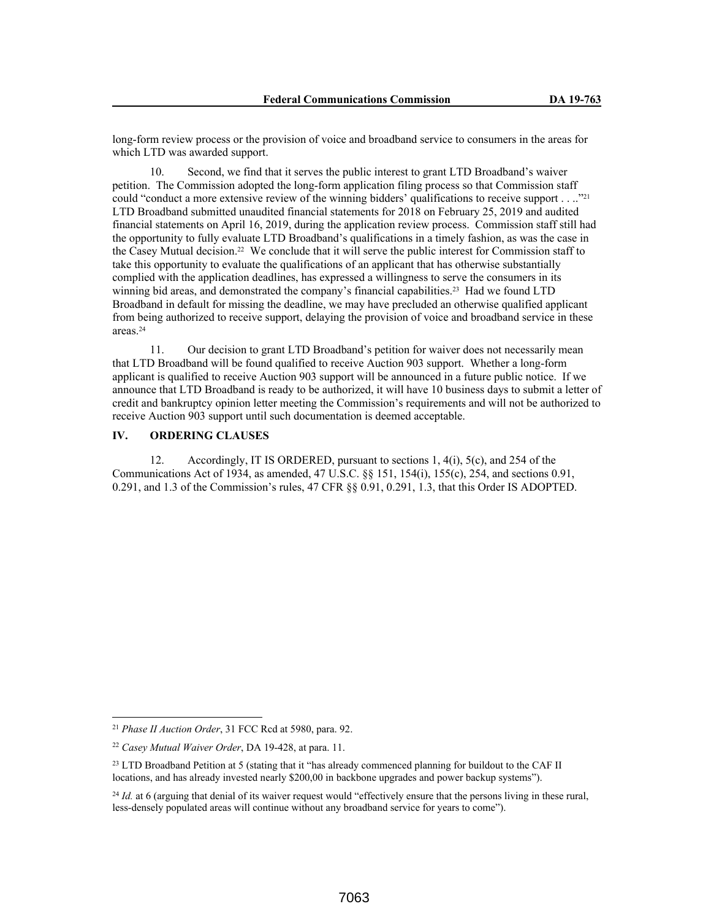long-form review process or the provision of voice and broadband service to consumers in the areas for which LTD was awarded support.

10. Second, we find that it serves the public interest to grant LTD Broadband's waiver petition. The Commission adopted the long-form application filing process so that Commission staff could "conduct a more extensive review of the winning bidders' qualifications to receive support . . .."[21] LTD Broadband submitted unaudited financial statements for 2018 on February 25, 2019 and audited financial statements on April 16, 2019, during the application review process. Commission staff still had the opportunity to fully evaluate LTD Broadband's qualifications in a timely fashion, as was the case in the Casey Mutual decision.[22] We conclude that it will serve the public interest for Commission staff to take this opportunity to evaluate the qualifications of an applicant that has otherwise substantially complied with the application deadlines, has expressed a willingness to serve the consumers in its winning bid areas, and demonstrated the company's financial capabilities.[23] Had we found LTD Broadband in default for missing the deadline, we may have precluded an otherwise qualified applicant from being authorized to receive support, delaying the provision of voice and broadband service in these areas.[24]

11. Our decision to grant LTD Broadband's petition for waiver does not necessarily mean that LTD Broadband will be found qualified to receive Auction 903 support. Whether a long-form applicant is qualified to receive Auction 903 support will be announced in a future public notice. If we announce that LTD Broadband is ready to be authorized, it will have 10 business days to submit a letter of credit and bankruptcy opinion letter meeting the Commission's requirements and will not be authorized to receive Auction 903 support until such documentation is deemed acceptable.

## IV. ORDERING CLAUSES

12. Accordingly, IT IS ORDERED, pursuant to sections 1, 4(i), 5(c), and 254 of the Communications Act of 1934, as amended, 47 U.S.C. §§ 151, 154(i), 155(c), 254, and sections 0.91, 0.291, and 1.3 of the Commission's rules, 47 CFR §§ 0.91, 0.291, 1.3, that this Order IS ADOPTED.

---

[21] *Phase II Auction Order*, 31 FCC Rcd at 5980, para. 92.

[22] *Casey Mutual Waiver Order*, DA 19-428, at para. 11.

[23] LTD Broadband Petition at 5 (stating that it "has already commenced planning for buildout to the CAF II locations, and has already invested nearly $200,00 in backbone upgrades and power backup systems").

[24] *Id.* at 6 (arguing that denial of its waiver request would "effectively ensure that the persons living in these rural, less-densely populated areas will continue without any broadband service for years to come").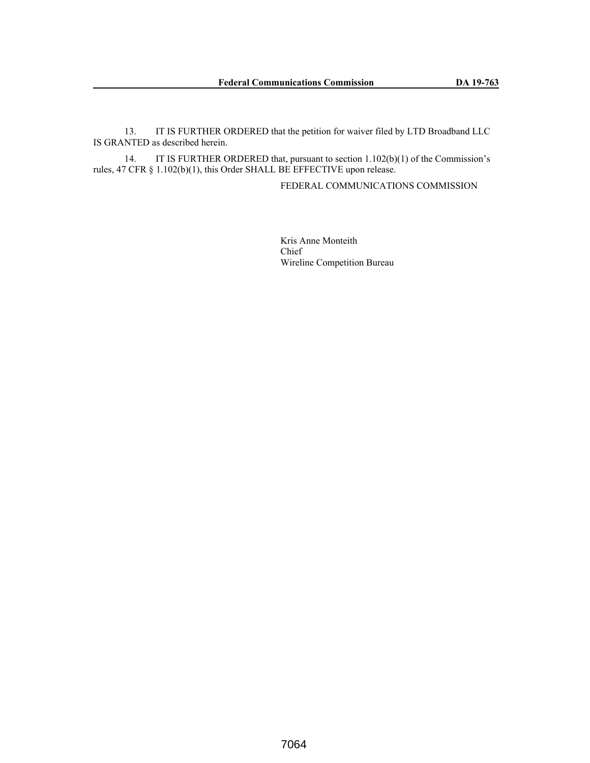13. IT IS FURTHER ORDERED that the petition for waiver filed by LTD Broadband LLC IS GRANTED as described herein.

14. IT IS FURTHER ORDERED that, pursuant to section 1.102(b)(1) of the Commission's rules, 47 CFR § 1.102(b)(1), this Order SHALL BE EFFECTIVE upon release.

FEDERAL COMMUNICATIONS COMMISSION

Kris Anne Monteith  
Chief  
Wireline Competition Bureau